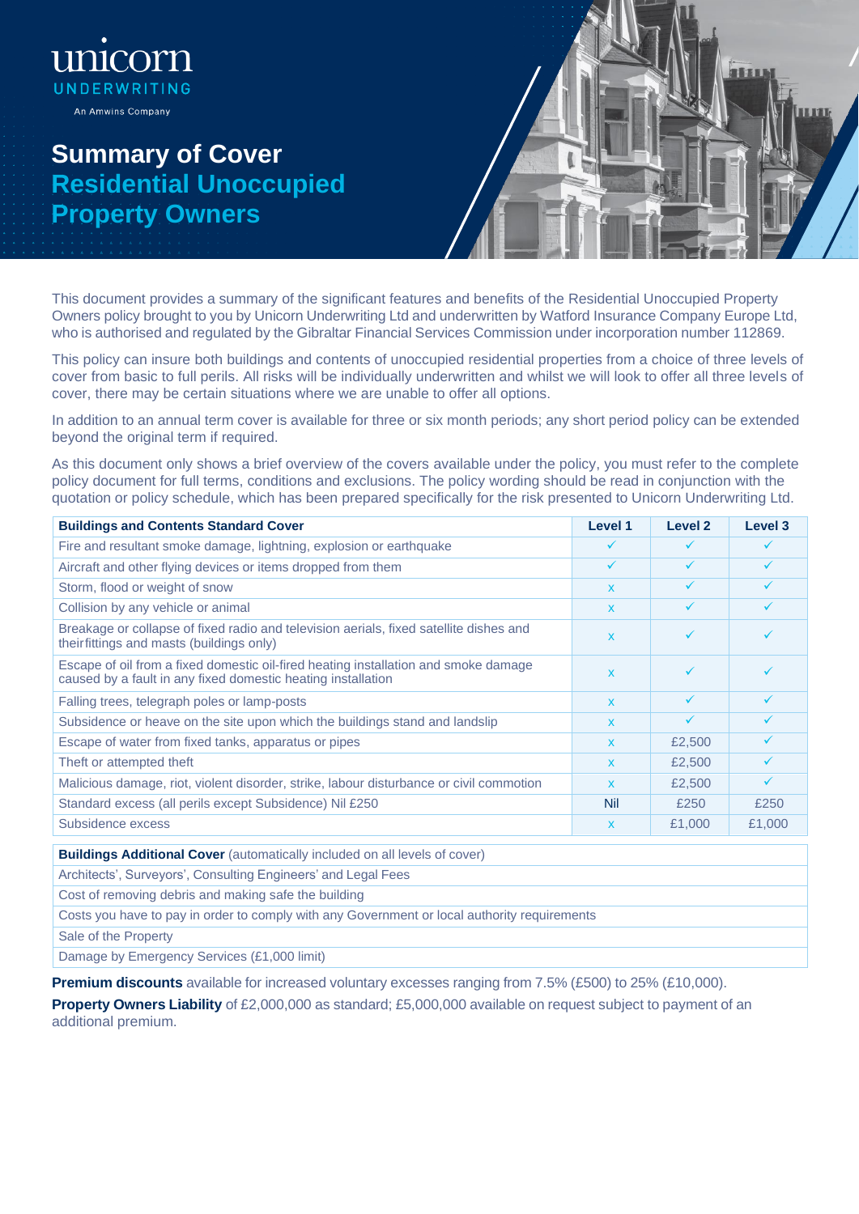unicorn
UNDERWRITING
An Amwins Company

# Summary of Cover
## Residential Unoccupied Property Owners

This document provides a summary of the significant features and benefits of the Residential Unoccupied Property Owners policy brought to you by Unicorn Underwriting Ltd and underwritten by Watford Insurance Company Europe Ltd, who is authorised and regulated by the Gibraltar Financial Services Commission under incorporation number 112869.

This policy can insure both buildings and contents of unoccupied residential properties from a choice of three levels of cover from basic to full perils. All risks will be individually underwritten and whilst we will look to offer all three levels of cover, there may be certain situations where we are unable to offer all options.

In addition to an annual term cover is available for three or six month periods; any short period policy can be extended beyond the original term if required.

As this document only shows a brief overview of the covers available under the policy, you must refer to the complete policy document for full terms, conditions and exclusions. The policy wording should be read in conjunction with the quotation or policy schedule, which has been prepared specifically for the risk presented to Unicorn Underwriting Ltd.

| Buildings and Contents Standard Cover | Level 1 | Level 2 | Level 3 |
|---|---|---|---|
| Fire and resultant smoke damage, lightning, explosion or earthquake | ✓ | ✓ | ✓ |
| Aircraft and other flying devices or items dropped from them | ✓ | ✓ | ✓ |
| Storm, flood or weight of snow | x | ✓ | ✓ |
| Collision by any vehicle or animal | x | ✓ | ✓ |
| Breakage or collapse of fixed radio and television aerials, fixed satellite dishes and their fittings and masts (buildings only) | x | ✓ | ✓ |
| Escape of oil from a fixed domestic oil-fired heating installation and smoke damage caused by a fault in any fixed domestic heating installation | x | ✓ | ✓ |
| Falling trees, telegraph poles or lamp-posts | x | ✓ | ✓ |
| Subsidence or heave on the site upon which the buildings stand and landslip | x | ✓ | ✓ |
| Escape of water from fixed tanks, apparatus or pipes | x | £2,500 | ✓ |
| Theft or attempted theft | x | £2,500 | ✓ |
| Malicious damage, riot, violent disorder, strike, labour disturbance or civil commotion | x | £2,500 | ✓ |
| Standard excess (all perils except Subsidence) Nil £250 | Nil | £250 | £250 |
| Subsidence excess | x | £1,000 | £1,000 |

| **Buildings Additional Cover** (automatically included on all levels of cover) |
|---|
| Architects', Surveyors', Consulting Engineers' and Legal Fees |
| Cost of removing debris and making safe the building |
| Costs you have to pay in order to comply with any Government or local authority requirements |
| Sale of the Property |
| Damage by Emergency Services (£1,000 limit) |

**Premium discounts** available for increased voluntary excesses ranging from 7.5% (£500) to 25% (£10,000).

**Property Owners Liability** of £2,000,000 as standard; £5,000,000 available on request subject to payment of an additional premium.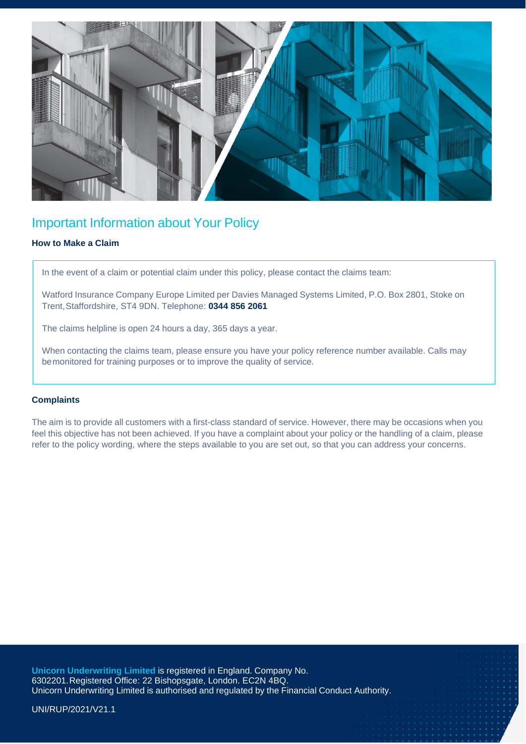## Important Information about Your Policy

### How to Make a Claim

In the event of a claim or potential claim under this policy, please contact the claims team:

Watford Insurance Company Europe Limited per Davies Managed Systems Limited, P.O. Box 2801, Stoke on Trent, Staffordshire, ST4 9DN. Telephone: **0344 856 2061**

The claims helpline is open 24 hours a day, 365 days a year.

When contacting the claims team, please ensure you have your policy reference number available. Calls may be monitored for training purposes or to improve the quality of service.

### Complaints

The aim is to provide all customers with a first-class standard of service. However, there may be occasions when you feel this objective has not been achieved. If you have a complaint about your policy or the handling of a claim, please refer to the policy wording, where the steps available to you are set out, so that you can address your concerns.

**Unicorn Underwriting Limited** is registered in England. Company No. 6302201. Registered Office: 22 Bishopsgate, London. EC2N 4BQ.
Unicorn Underwriting Limited is authorised and regulated by the Financial Conduct Authority.

UNI/RUP/2021/V21.1